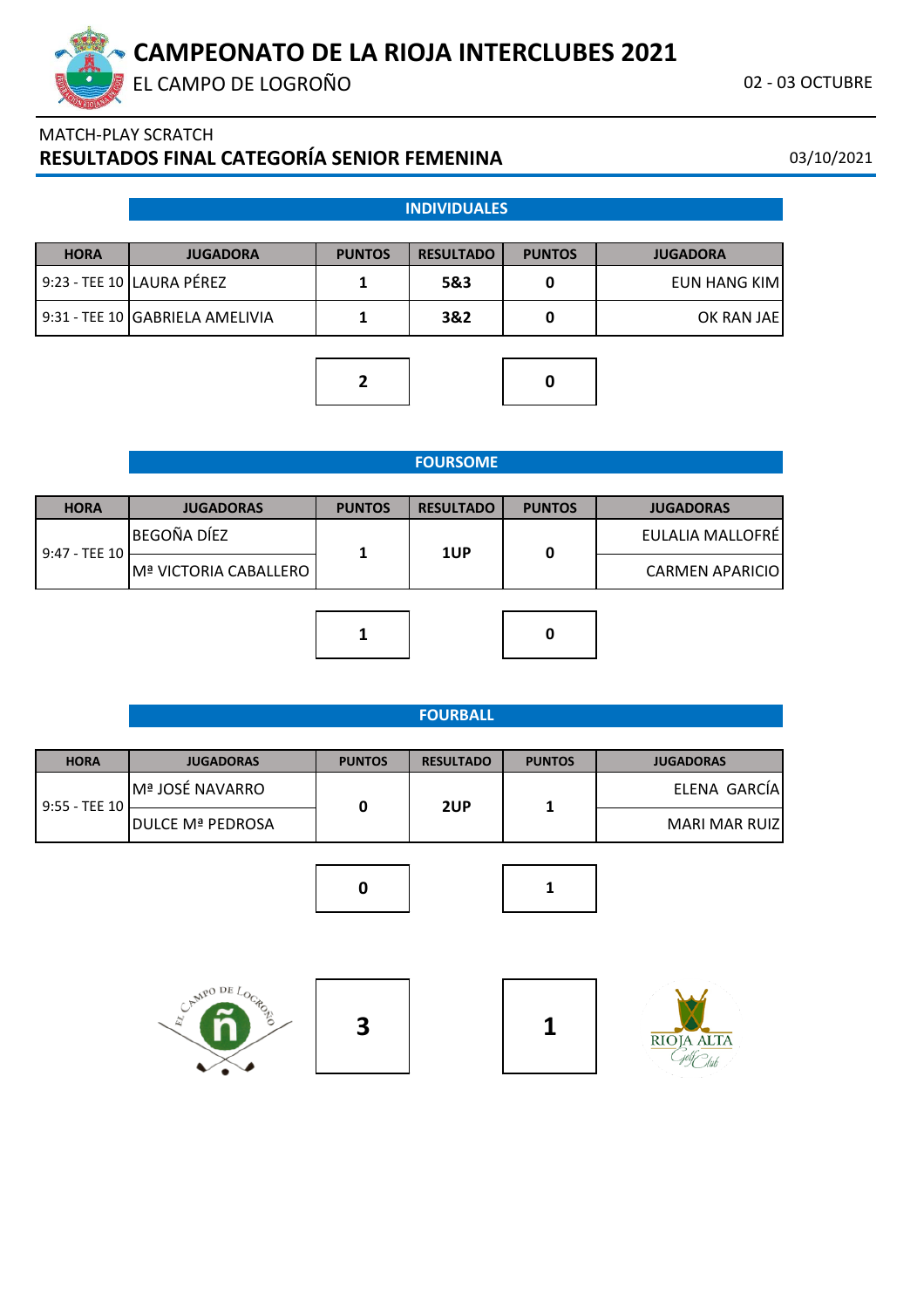# CAMPEONATO DE LA RIOJA INTERCLUBES 2021

EL CAMPO DE LOGROÑO

02 - 03 OCTUBRE

MATCH-PLAY SCRATCH

## RESULTADOS FINAL CATEGORÍA SENIOR FEMENINA

03/10/2021

### INDIVIDUALES

| HORA | JUGADORA | PUNTOS | RESULTADO | PUNTOS | JUGADORA |
|---|---|---|---|---|---|
| 9:23 - TEE 10 | LAURA PÉREZ | 1 | 5&3 | 0 | EUN HANG KIM |
| 9:31 - TEE 10 | GABRIELA AMELIVIA | 1 | 3&2 | 0 | OK RAN JAE |
| | | **2** | | **0** | |

### FOURSOME

| HORA | JUGADORAS | PUNTOS | RESULTADO | PUNTOS | JUGADORAS |
|---|---|---|---|---|---|
| 9:47 - TEE 10 | BEGOÑA DÍEZ<br>Mª VICTORIA CABALLERO | 1 | 1UP | 0 | EULALIA MALLOFRÉ<br>CARMEN APARICIO |
| | | **1** | | **0** | |

### FOURBALL

| HORA | JUGADORAS | PUNTOS | RESULTADO | PUNTOS | JUGADORAS |
|---|---|---|---|---|---|
| 9:55 - TEE 10 | Mª JOSÉ NAVARRO<br>DULCE Mª PEDROSA | 0 | 2UP | 1 | ELENA GARCÍA<br>MARI MAR RUIZ |
| | | **0** | | **1** | |

| EL CAMPO DE LOGROÑO | | RIOJA ALTA Golf Club |
|---|---|---|
| **3** | | **1** |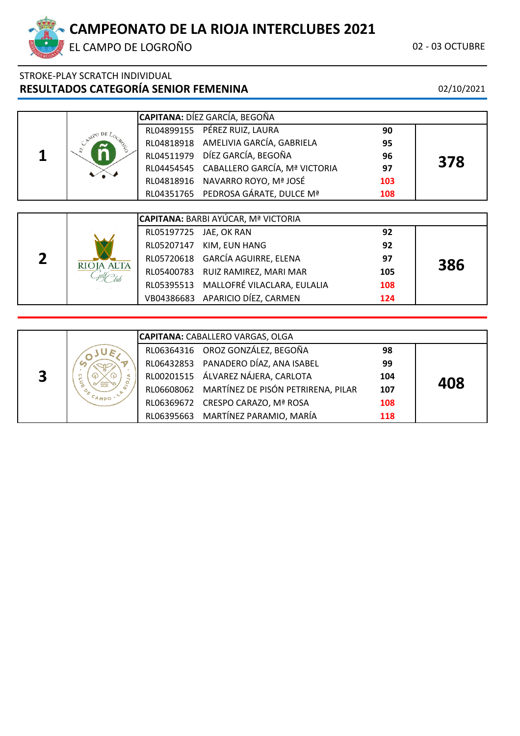# CAMPEONATO DE LA RIOJA INTERCLUBES 2021

EL CAMPO DE LOGROÑO

02 - 03 OCTUBRE

STROKE-PLAY SCRATCH INDIVIDUAL

## RESULTADOS CATEGORÍA SENIOR FEMENINA

02/10/2021

| Pos. | Club | Licencia | Jugadora | Golpes | Total |
|---|---|---|---|---|---|
| 1 | EL CAMPO DE LOGROÑO | **CAPITANA:** DÍEZ GARCÍA, BEGOÑA | | | 378 |
| | | RL04899155 | PÉREZ RUIZ, LAURA | 90 | |
| | | RL04818918 | AMELIVIA GARCÍA, GABRIELA | 95 | |
| | | RL04511979 | DÍEZ GARCÍA, BEGOÑA | 96 | |
| | | RL04454545 | CABALLERO GARCÍA, Mª VICTORIA | 97 | |
| | | RL04818916 | NAVARRO ROYO, Mª JOSÉ | 103 | |
| | | RL04351765 | PEDROSA GÁRATE, DULCE Mª | 108 | |
| 2 | RIOJA ALTA Golf Club | **CAPITANA:** BARBI AYÚCAR, Mª VICTORIA | | | 386 |
| | | RL05197725 | JAE, OK RAN | 92 | |
| | | RL05207147 | KIM, EUN HANG | 92 | |
| | | RL05720618 | GARCÍA AGUIRRE, ELENA | 97 | |
| | | RL05400783 | RUIZ RAMIREZ, MARI MAR | 105 | |
| | | RL05395513 | MALLOFRÉ VILACLARA, EULALIA | 108 | |
| | | VB04386683 | APARICIO DÍEZ, CARMEN | 124 | |
| 3 | SOJUELA CLUB DE CAMPO · LA RIOJA | **CAPITANA:** CABALLERO VARGAS, OLGA | | | 408 |
| | | RL06364316 | OROZ GONZÁLEZ, BEGOÑA | 98 | |
| | | RL06432853 | PANADERO DÍAZ, ANA ISABEL | 99 | |
| | | RL00201515 | ÁLVAREZ NÁJERA, CARLOTA | 104 | |
| | | RL06608062 | MARTÍNEZ DE PISÓN PETRIRENA, PILAR | 107 | |
| | | RL06369672 | CRESPO CARAZO, Mª ROSA | 108 | |
| | | RL06395663 | MARTÍNEZ PARAMIO, MARÍA | 118 | |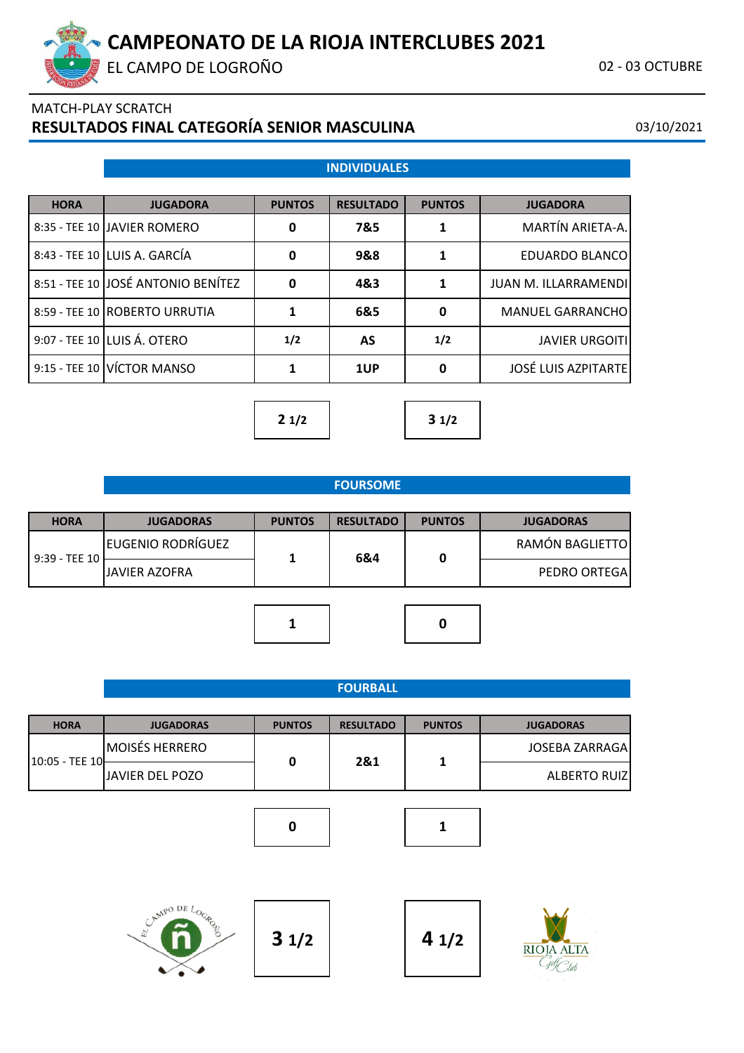# CAMPEONATO DE LA RIOJA INTERCLUBES 2021

EL CAMPO DE LOGROÑO

02 - 03 OCTUBRE

MATCH-PLAY SCRATCH

## RESULTADOS FINAL CATEGORÍA SENIOR MASCULINA

03/10/2021

### INDIVIDUALES

| HORA | JUGADORA | PUNTOS | RESULTADO | PUNTOS | JUGADORA |
|---|---|---|---|---|---|
| 8:35 - TEE 10 | JAVIER ROMERO | 0 | 7&5 | 1 | MARTÍN ARIETA-A. |
| 8:43 - TEE 10 | LUIS A. GARCÍA | 0 | 9&8 | 1 | EDUARDO BLANCO |
| 8:51 - TEE 10 | JOSÉ ANTONIO BENÍTEZ | 0 | 4&3 | 1 | JUAN M. ILLARRAMENDI |
| 8:59 - TEE 10 | ROBERTO URRUTIA | 1 | 6&5 | 0 | MANUEL GARRANCHO |
| 9:07 - TEE 10 | LUIS Á. OTERO | 1/2 | AS | 1/2 | JAVIER URGOITI |
| 9:15 - TEE 10 | VÍCTOR MANSO | 1 | 1UP | 0 | JOSÉ LUIS AZPITARTE |
| | | **2 1/2** | | **3 1/2** | |

### FOURSOME

| HORA | JUGADORAS | PUNTOS | RESULTADO | PUNTOS | JUGADORAS |
|---|---|---|---|---|---|
| 9:39 - TEE 10 | EUGENIO RODRÍGUEZ<br>JAVIER AZOFRA | 1 | 6&4 | 0 | RAMÓN BAGLIETTO<br>PEDRO ORTEGA |
| | | **1** | | **0** | |

### FOURBALL

| HORA | JUGADORAS | PUNTOS | RESULTADO | PUNTOS | JUGADORAS |
|---|---|---|---|---|---|
| 10:05 - TEE 10 | MOISÉS HERRERO<br>JAVIER DEL POZO | 0 | 2&1 | 1 | JOSEBA ZARRAGA<br>ALBERTO RUIZ |
| | | **0** | | **1** | |

| EL CAMPO DE LOGROÑO | **3 1/2** | **4 1/2** | RIOJA ALTA Golf Club |
|---|---|---|---|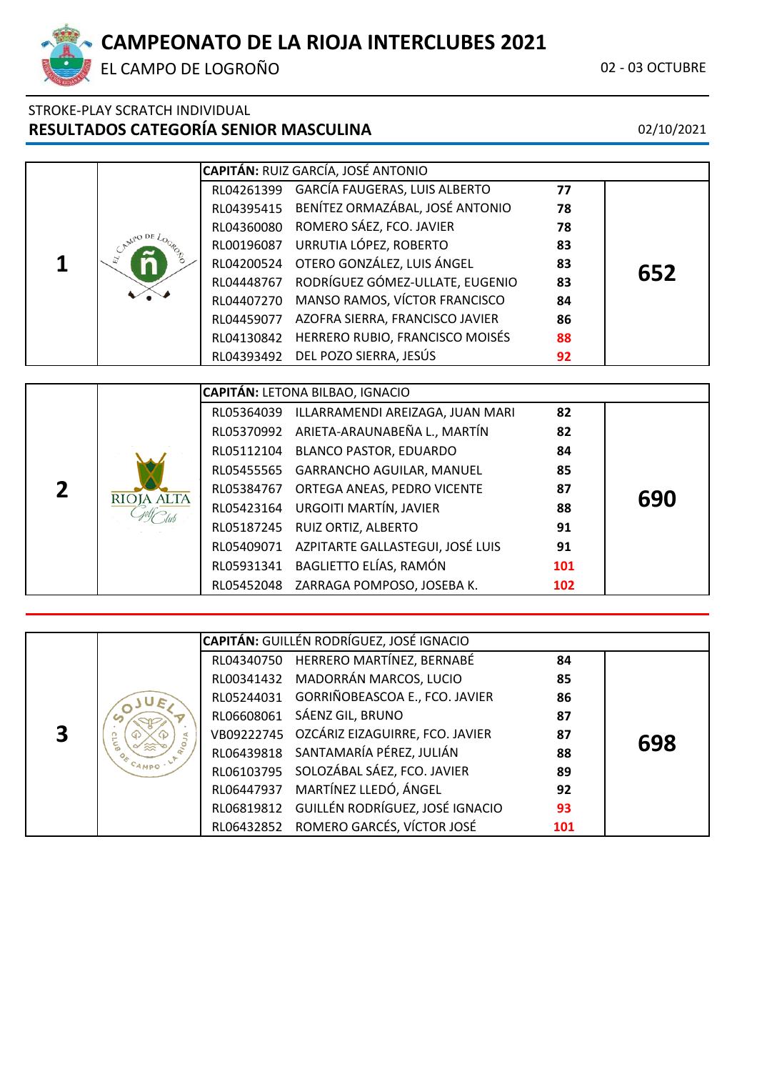# CAMPEONATO DE LA RIOJA INTERCLUBES 2021

EL CAMPO DE LOGROÑO

02 - 03 OCTUBRE

STROKE-PLAY SCRATCH INDIVIDUAL

## RESULTADOS CATEGORÍA SENIOR MASCULINA

02/10/2021

| Pos. | Club | Licencia | Jugador | Golpes | Total |
|---|---|---|---|---|---|
| 1 | EL CAMPO DE LOGROÑO | | **CAPITÁN:** RUIZ GARCÍA, JOSÉ ANTONIO | | 652 |
| | | RL04261399 | GARCÍA FAUGERAS, LUIS ALBERTO | 77 | |
| | | RL04395415 | BENÍTEZ ORMAZÁBAL, JOSÉ ANTONIO | 78 | |
| | | RL04360080 | ROMERO SÁEZ, FCO. JAVIER | 78 | |
| | | RL00196087 | URRUTIA LÓPEZ, ROBERTO | 83 | |
| | | RL04200524 | OTERO GONZÁLEZ, LUIS ÁNGEL | 83 | |
| | | RL04448767 | RODRÍGUEZ GÓMEZ-ULLATE, EUGENIO | 83 | |
| | | RL04407270 | MANSO RAMOS, VÍCTOR FRANCISCO | 84 | |
| | | RL04459077 | AZOFRA SIERRA, FRANCISCO JAVIER | 86 | |
| | | RL04130842 | HERRERO RUBIO, FRANCISCO MOISÉS | 88 | |
| | | RL04393492 | DEL POZO SIERRA, JESÚS | 92 | |
| 2 | RIOJA ALTA Golf Club | | **CAPITÁN:** LETONA BILBAO, IGNACIO | | 690 |
| | | RL05364039 | ILLARRAMENDI AREIZAGA, JUAN MARI | 82 | |
| | | RL05370992 | ARIETA-ARAUNABEÑA L., MARTÍN | 82 | |
| | | RL05112104 | BLANCO PASTOR, EDUARDO | 84 | |
| | | RL05455565 | GARRANCHO AGUILAR, MANUEL | 85 | |
| | | RL05384767 | ORTEGA ANEAS, PEDRO VICENTE | 87 | |
| | | RL05423164 | URGOITI MARTÍN, JAVIER | 88 | |
| | | RL05187245 | RUIZ ORTIZ, ALBERTO | 91 | |
| | | RL05409071 | AZPITARTE GALLASTEGUI, JOSÉ LUIS | 91 | |
| | | RL05931341 | BAGLIETTO ELÍAS, RAMÓN | 101 | |
| | | RL05452048 | ZARRAGA POMPOSO, JOSEBA K. | 102 | |
| 3 | SOJUELA Club de Campo · La Rioja | | **CAPITÁN:** GUILLÉN RODRÍGUEZ, JOSÉ IGNACIO | | 698 |
| | | RL04340750 | HERRERO MARTÍNEZ, BERNABÉ | 84 | |
| | | RL00341432 | MADORRÁN MARCOS, LUCIO | 85 | |
| | | RL05244031 | GORRIÑOBEASCOA E., FCO. JAVIER | 86 | |
| | | RL06608061 | SÁENZ GIL, BRUNO | 87 | |
| | | VB09222745 | OZCÁRIZ EIZAGUIRRE, FCO. JAVIER | 87 | |
| | | RL06439818 | SANTAMARÍA PÉREZ, JULIÁN | 88 | |
| | | RL06103795 | SOLOZÁBAL SÁEZ, FCO. JAVIER | 89 | |
| | | RL06447937 | MARTÍNEZ LLEDÓ, ÁNGEL | 92 | |
| | | RL06819812 | GUILLÉN RODRÍGUEZ, JOSÉ IGNACIO | 93 | |
| | | RL06432852 | ROMERO GARCÉS, VÍCTOR JOSÉ | 101 | |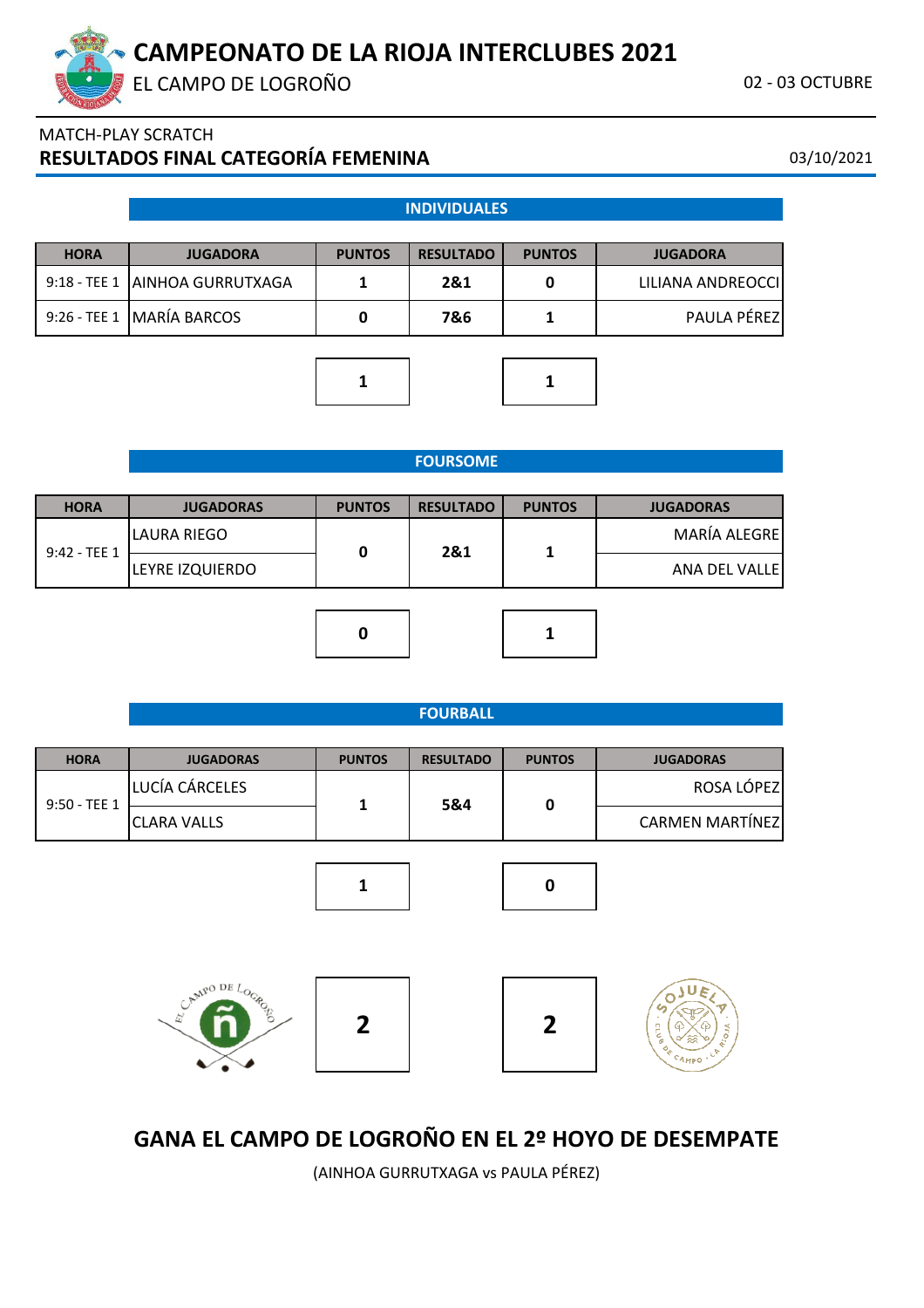# CAMPEONATO DE LA RIOJA INTERCLUBES 2021

EL CAMPO DE LOGROÑO

02 - 03 OCTUBRE

MATCH-PLAY SCRATCH

## RESULTADOS FINAL CATEGORÍA FEMENINA

03/10/2021

### INDIVIDUALES

| HORA | JUGADORA | PUNTOS | RESULTADO | PUNTOS | JUGADORA |
|---|---|---|---|---|---|
| 9:18 - TEE 1 | AINHOA GURRUTXAGA | 1 | 2&1 | 0 | LILIANA ANDREOCCI |
| 9:26 - TEE 1 | MARÍA BARCOS | 0 | 7&6 | 1 | PAULA PÉREZ |
| | | **1** | | **1** | |

### FOURSOME

| HORA | JUGADORAS | PUNTOS | RESULTADO | PUNTOS | JUGADORAS |
|---|---|---|---|---|---|
| 9:42 - TEE 1 | LAURA RIEGO<br>LEYRE IZQUIERDO | 0 | 2&1 | 1 | MARÍA ALEGRE<br>ANA DEL VALLE |
| | | **0** | | **1** | |

### FOURBALL

| HORA | JUGADORAS | PUNTOS | RESULTADO | PUNTOS | JUGADORAS |
|---|---|---|---|---|---|
| 9:50 - TEE 1 | LUCÍA CÁRCELES<br>CLARA VALLS | 1 | 5&4 | 0 | ROSA LÓPEZ<br>CARMEN MARTÍNEZ |
| | | **1** | | **0** | |

| EL CAMPO DE LOGROÑO | TOTAL | TOTAL | SOJUELA CLUB DE CAMPO LA RIOJA |
|---|---|---|---|
| | **2** | **2** | |

## GANA EL CAMPO DE LOGROÑO EN EL 2º HOYO DE DESEMPATE

(AINHOA GURRUTXAGA vs PAULA PÉREZ)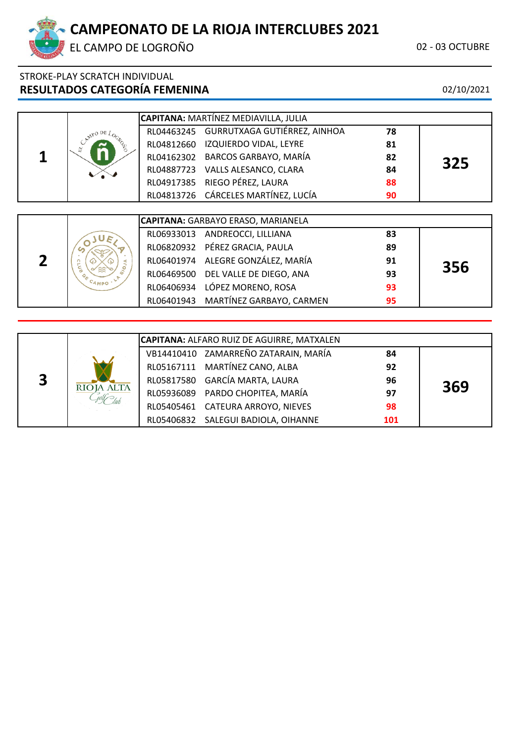# CAMPEONATO DE LA RIOJA INTERCLUBES 2021

EL CAMPO DE LOGROÑO

02 - 03 OCTUBRE

STROKE-PLAY SCRATCH INDIVIDUAL

## RESULTADOS CATEGORÍA FEMENINA

02/10/2021

| Pos. | Club | Licencia | Jugadora | Resultado | Total |
|---|---|---|---|---|---|
| 1 | EL CAMPO DE LOGROÑO | **CAPITANA:** MARTÍNEZ MEDIAVILLA, JULIA | | | |
| | | RL04463245 | GURRUTXAGA GUTIÉRREZ, AINHOA | **78** | **325** |
| | | RL04812660 | IZQUIERDO VIDAL, LEYRE | **81** | |
| | | RL04162302 | BARCOS GARBAYO, MARÍA | **82** | |
| | | RL04887723 | VALLS ALESANCO, CLARA | **84** | |
| | | RL04917385 | RIEGO PÉREZ, LAURA | **88** | |
| | | RL04813726 | CÁRCELES MARTÍNEZ, LUCÍA | **90** | |
| 2 | CLUB DE CAMPO SOJUELA · LA RIOJA | **CAPITANA:** GARBAYO ERASO, MARIANELA | | | |
| | | RL06933013 | ANDREOCCI, LILLIANA | **83** | **356** |
| | | RL06820932 | PÉREZ GRACIA, PAULA | **89** | |
| | | RL06401974 | ALEGRE GONZÁLEZ, MARÍA | **91** | |
| | | RL06469500 | DEL VALLE DE DIEGO, ANA | **93** | |
| | | RL06406934 | LÓPEZ MORENO, ROSA | **93** | |
| | | RL06401943 | MARTÍNEZ GARBAYO, CARMEN | **95** | |
| 3 | RIOJA ALTA Golf Club | **CAPITANA:** ALFARO RUIZ DE AGUIRRE, MATXALEN | | | |
| | | VB14410410 | ZAMARREÑO ZATARAIN, MARÍA | **84** | **369** |
| | | RL05167111 | MARTÍNEZ CANO, ALBA | **92** | |
| | | RL05817580 | GARCÍA MARTA, LAURA | **96** | |
| | | RL05936089 | PARDO CHOPITEA, MARÍA | **97** | |
| | | RL05405461 | CATEURA ARROYO, NIEVES | **98** | |
| | | RL05406832 | SALEGUI BADIOLA, OIHANNE | **101** | |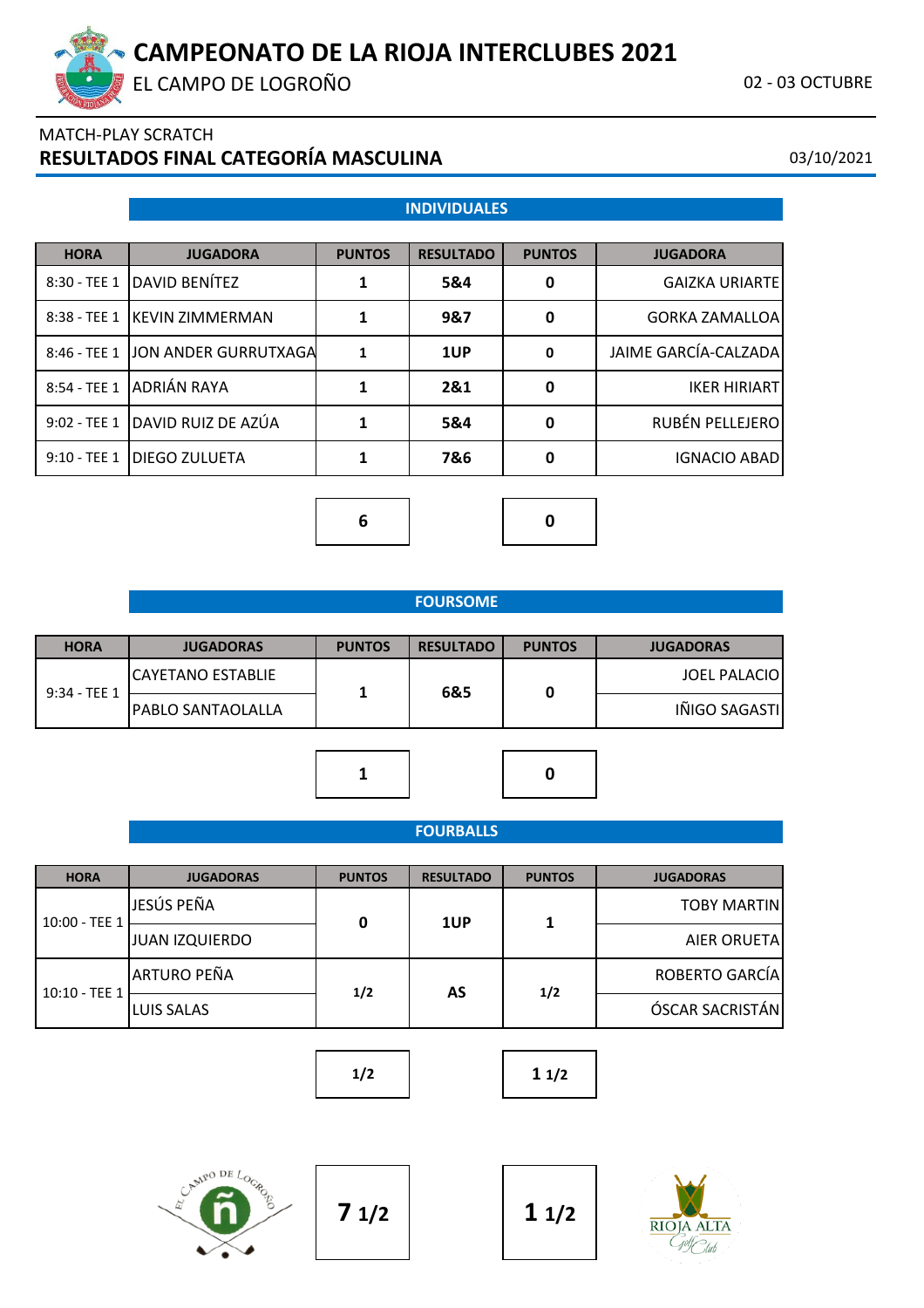# CAMPEONATO DE LA RIOJA INTERCLUBES 2021

EL CAMPO DE LOGROÑO

02 - 03 OCTUBRE

MATCH-PLAY SCRATCH

## RESULTADOS FINAL CATEGORÍA MASCULINA

03/10/2021

### INDIVIDUALES

| HORA | JUGADORA | PUNTOS | RESULTADO | PUNTOS | JUGADORA |
|---|---|---|---|---|---|
| 8:30 - TEE 1 | DAVID BENÍTEZ | 1 | 5&4 | 0 | GAIZKA URIARTE |
| 8:38 - TEE 1 | KEVIN ZIMMERMAN | 1 | 9&7 | 0 | GORKA ZAMALLOA |
| 8:46 - TEE 1 | JON ANDER GURRUTXAGA | 1 | 1UP | 0 | JAIME GARCÍA-CALZADA |
| 8:54 - TEE 1 | ADRIÁN RAYA | 1 | 2&1 | 0 | IKER HIRIART |
| 9:02 - TEE 1 | DAVID RUIZ DE AZÚA | 1 | 5&4 | 0 | RUBÉN PELLEJERO |
| 9:10 - TEE 1 | DIEGO ZULUETA | 1 | 7&6 | 0 | IGNACIO ABAD |
| | | **6** | | **0** | |

### FOURSOME

| HORA | JUGADORAS | PUNTOS | RESULTADO | PUNTOS | JUGADORAS |
|---|---|---|---|---|---|
| 9:34 - TEE 1 | CAYETANO ESTABLIE / PABLO SANTAOLALLA | 1 | 6&5 | 0 | JOEL PALACIO / IÑIGO SAGASTI |
| | | **1** | | **0** | |

### FOURBALLS

| HORA | JUGADORAS | PUNTOS | RESULTADO | PUNTOS | JUGADORAS |
|---|---|---|---|---|---|
| 10:00 - TEE 1 | JESÚS PEÑA / JUAN IZQUIERDO | 0 | 1UP | 1 | TOBY MARTIN / AIER ORUETA |
| 10:10 - TEE 1 | ARTURO PEÑA / LUIS SALAS | 1/2 | AS | 1/2 | ROBERTO GARCÍA / ÓSCAR SACRISTÁN |
| | | **1/2** | | **1 1/2** | |

| EL CAMPO DE LOGROÑO | | RIOJA ALTA GOLF CLUB |
|---|---|---|
| **7 1/2** | | **1 1/2** |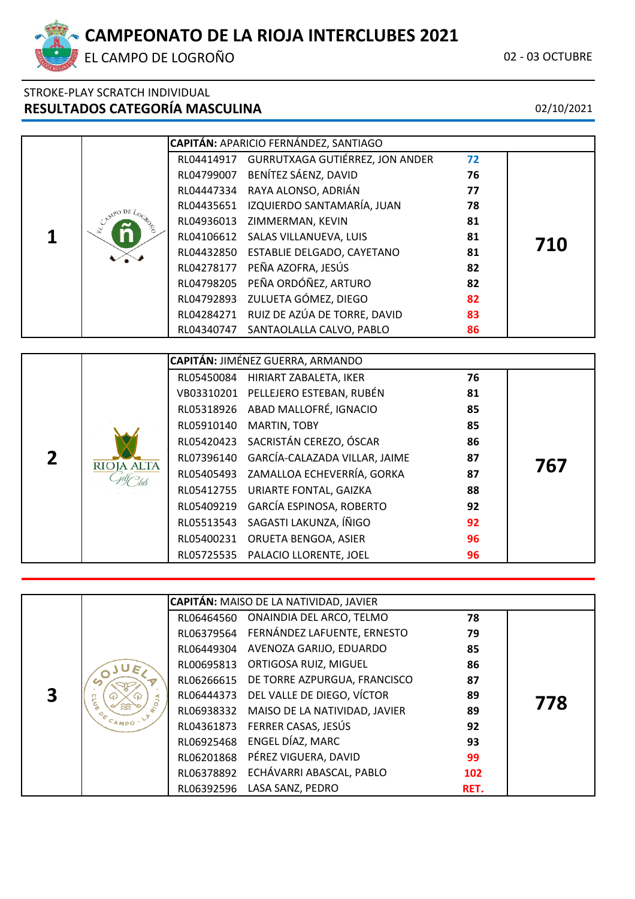# CAMPEONATO DE LA RIOJA INTERCLUBES 2021

EL CAMPO DE LOGROÑO

02 - 03 OCTUBRE

STROKE-PLAY SCRATCH INDIVIDUAL

## RESULTADOS CATEGORÍA MASCULINA

02/10/2021

| | | | | | |
|---|---|---|---|---|---|
| 1 | EL CAMPO DE LOGROÑO | **CAPITÁN:** APARICIO FERNÁNDEZ, SANTIAGO | | | 710 |
| | | RL04414917 | GURRUTXAGA GUTIÉRREZ, JON ANDER | 72 | |
| | | RL04799007 | BENÍTEZ SÁENZ, DAVID | 76 | |
| | | RL04447334 | RAYA ALONSO, ADRIÁN | 77 | |
| | | RL04435651 | IZQUIERDO SANTAMARÍA, JUAN | 78 | |
| | | RL04936013 | ZIMMERMAN, KEVIN | 81 | |
| | | RL04106612 | SALAS VILLANUEVA, LUIS | 81 | |
| | | RL04432850 | ESTABLIE DELGADO, CAYETANO | 81 | |
| | | RL04278177 | PEÑA AZOFRA, JESÚS | 82 | |
| | | RL04798205 | PEÑA ORDÓÑEZ, ARTURO | 82 | |
| | | RL04792893 | ZULUETA GÓMEZ, DIEGO | 82 | |
| | | RL04284271 | RUIZ DE AZÚA DE TORRE, DAVID | 83 | |
| | | RL04340747 | SANTAOLALLA CALVO, PABLO | 86 | |
| 2 | RIOJA ALTA Golf Club | **CAPITÁN:** JIMÉNEZ GUERRA, ARMANDO | | | 767 |
| | | RL05450084 | HIRIART ZABALETA, IKER | 76 | |
| | | VB03310201 | PELLEJERO ESTEBAN, RUBÉN | 81 | |
| | | RL05318926 | ABAD MALLOFRÉ, IGNACIO | 85 | |
| | | RL05910140 | MARTIN, TOBY | 85 | |
| | | RL05420423 | SACRISTÁN CEREZO, ÓSCAR | 86 | |
| | | RL07396140 | GARCÍA-CALAZADA VILLAR, JAIME | 87 | |
| | | RL05405493 | ZAMALLOA ECHEVERRÍA, GORKA | 87 | |
| | | RL05412755 | URIARTE FONTAL, GAIZKA | 88 | |
| | | RL05409219 | GARCÍA ESPINOSA, ROBERTO | 92 | |
| | | RL05513543 | SAGASTI LAKUNZA, ÍÑIGO | 92 | |
| | | RL05400231 | ORUETA BENGOA, ASIER | 96 | |
| | | RL05725535 | PALACIO LLORENTE, JOEL | 96 | |
| 3 | SOJUELA CLUB DE CAMPO - LA RIOJA | **CAPITÁN:** MAISO DE LA NATIVIDAD, JAVIER | | | 778 |
| | | RL06464560 | ONAINDIA DEL ARCO, TELMO | 78 | |
| | | RL06379564 | FERNÁNDEZ LAFUENTE, ERNESTO | 79 | |
| | | RL06449304 | AVENOZA GARIJO, EDUARDO | 85 | |
| | | RL00695813 | ORTIGOSA RUIZ, MIGUEL | 86 | |
| | | RL06266615 | DE TORRE AZPURGUA, FRANCISCO | 87 | |
| | | RL06444373 | DEL VALLE DE DIEGO, VÍCTOR | 89 | |
| | | RL06938332 | MAISO DE LA NATIVIDAD, JAVIER | 89 | |
| | | RL04361873 | FERRER CASAS, JESÚS | 92 | |
| | | RL06925468 | ENGEL DÍAZ, MARC | 93 | |
| | | RL06201868 | PÉREZ VIGUERA, DAVID | 99 | |
| | | RL06378892 | ECHÁVARRI ABASCAL, PABLO | 102 | |
| | | RL06392596 | LASA SANZ, PEDRO | RET. | |